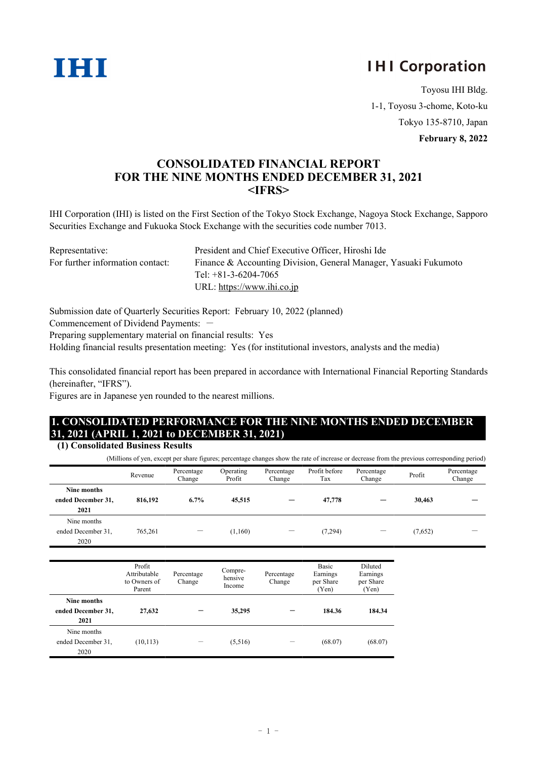IHI

# IHI Corporation

Toyosu IHI Bldg.
1-1, Toyosu 3-chome, Koto-ku
Tokyo 135-8710, Japan
**February 8, 2022**

# CONSOLIDATED FINANCIAL REPORT FOR THE NINE MONTHS ENDED DECEMBER 31, 2021 <IFRS>

IHI Corporation (IHI) is listed on the First Section of the Tokyo Stock Exchange, Nagoya Stock Exchange, Sapporo Securities Exchange and Fukuoka Stock Exchange with the securities code number 7013.

Representative: President and Chief Executive Officer, Hiroshi Ide
For further information contact: Finance & Accounting Division, General Manager, Yasuaki Fukumoto
Tel: +81-3-6204-7065
URL: https://www.ihi.co.jp

Submission date of Quarterly Securities Report: February 10, 2022 (planned)
Commencement of Dividend Payments: －
Preparing supplementary material on financial results: Yes
Holding financial results presentation meeting: Yes (for institutional investors, analysts and the media)

This consolidated financial report has been prepared in accordance with International Financial Reporting Standards (hereinafter, "IFRS").
Figures are in Japanese yen rounded to the nearest millions.

## 1. CONSOLIDATED PERFORMANCE FOR THE NINE MONTHS ENDED DECEMBER 31, 2021 (APRIL 1, 2021 to DECEMBER 31, 2021)

### (1) Consolidated Business Results

(Millions of yen, except per share figures; percentage changes show the rate of increase or decrease from the previous corresponding period)

| | Revenue | Percentage Change | Operating Profit | Percentage Change | Profit before Tax | Percentage Change | Profit | Percentage Change |
|---|---|---|---|---|---|---|---|---|
| **Nine months ended December 31, 2021** | **816,192** | **6.7%** | **45,515** | **―** | **47,778** | **―** | **30,463** | **―** |
| Nine months ended December 31, 2020 | 765,261 | ― | (1,160) | ― | (7,294) | ― | (7,652) | ― |

| | Profit Attributable to Owners of Parent | Percentage Change | Compre-hensive Income | Percentage Change | Basic Earnings per Share (Yen) | Diluted Earnings per Share (Yen) |
|---|---|---|---|---|---|---|
| **Nine months ended December 31, 2021** | **27,632** | **―** | **35,295** | **―** | **184.36** | **184.34** |
| Nine months ended December 31, 2020 | (10,113) | ― | (5,516) | ― | (68.07) | (68.07) |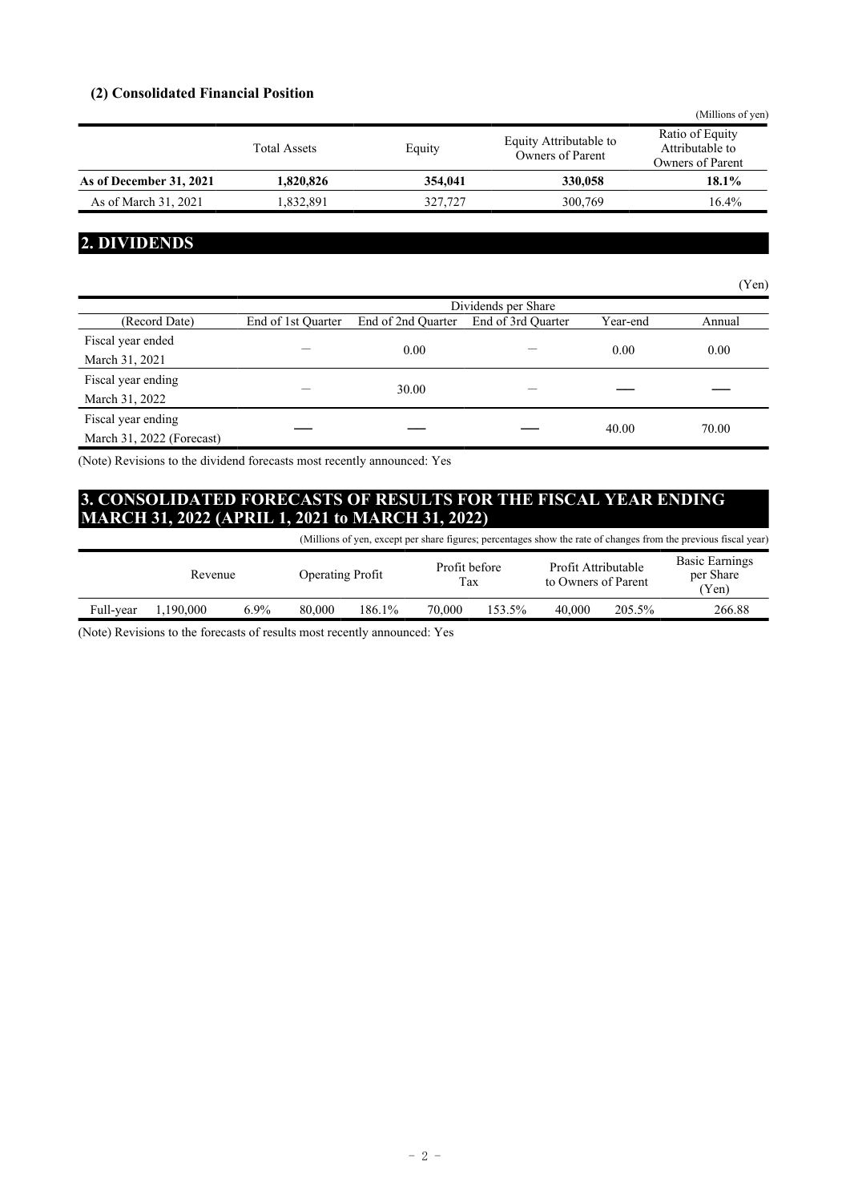### (2) Consolidated Financial Position

(Millions of yen)

| | Total Assets | Equity | Equity Attributable to Owners of Parent | Ratio of Equity Attributable to Owners of Parent |
|---|---|---|---|---|
| **As of December 31, 2021** | **1,820,826** | **354,041** | **330,058** | **18.1%** |
| As of March 31, 2021 | 1,832,891 | 327,727 | 300,769 | 16.4% |

## 2. DIVIDENDS

(Yen)

| | Dividends per Share | | | | |
|---|---|---|---|---|---|
| (Record Date) | End of 1st Quarter | End of 2nd Quarter | End of 3rd Quarter | Year-end | Annual |
| Fiscal year ended March 31, 2021 | － | 0.00 | － | 0.00 | 0.00 |
| Fiscal year ending March 31, 2022 | － | 30.00 | － | ― | ― |
| Fiscal year ending March 31, 2022 (Forecast) | ― | ― | ― | 40.00 | 70.00 |

(Note) Revisions to the dividend forecasts most recently announced: Yes

## 3. CONSOLIDATED FORECASTS OF RESULTS FOR THE FISCAL YEAR ENDING MARCH 31, 2022 (APRIL 1, 2021 to MARCH 31, 2022)

(Millions of yen, except per share figures; percentages show the rate of changes from the previous fiscal year)

| | Revenue | | Operating Profit | | Profit before Tax | | Profit Attributable to Owners of Parent | | Basic Earnings per Share (Yen) |
|---|---|---|---|---|---|---|---|---|---|
| Full-year | 1,190,000 | 6.9% | 80,000 | 186.1% | 70,000 | 153.5% | 40,000 | 205.5% | 266.88 |

(Note) Revisions to the forecasts of results most recently announced: Yes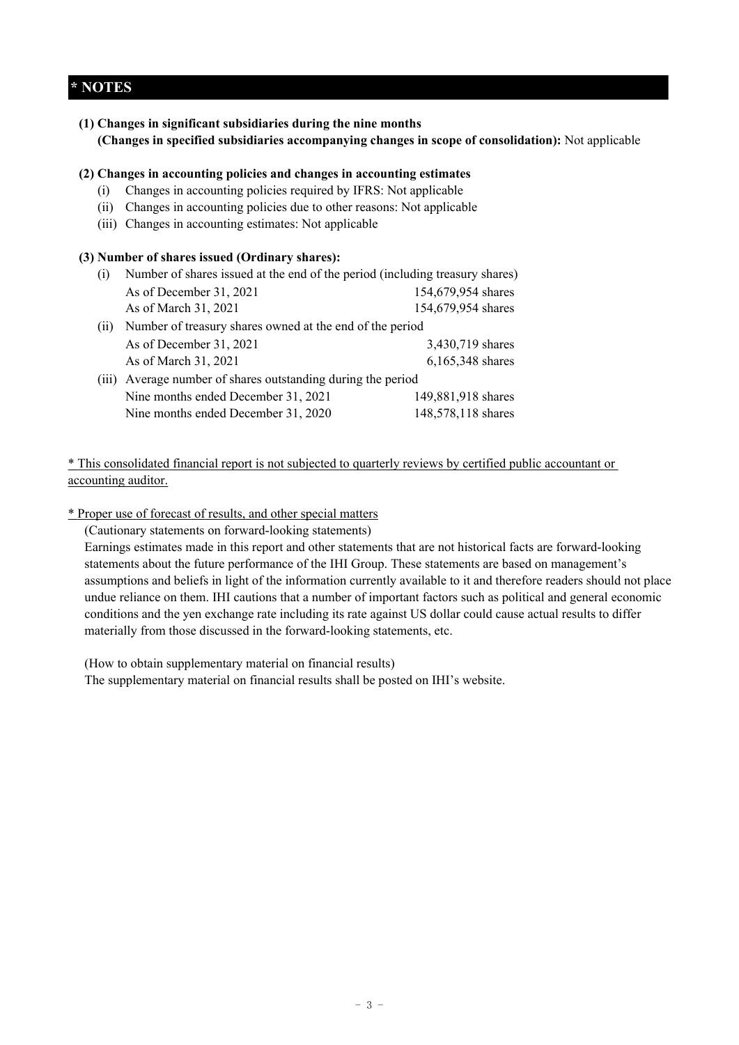## * NOTES

**(1) Changes in significant subsidiaries during the nine months**
**(Changes in specified subsidiaries accompanying changes in scope of consolidation):** Not applicable

**(2) Changes in accounting policies and changes in accounting estimates**

(i) Changes in accounting policies required by IFRS: Not applicable
(ii) Changes in accounting policies due to other reasons: Not applicable
(iii) Changes in accounting estimates: Not applicable

**(3) Number of shares issued (Ordinary shares):**

(i) Number of shares issued at the end of the period (including treasury shares)

| | |
|---|---|
| As of December 31, 2021 | 154,679,954 shares |
| As of March 31, 2021 | 154,679,954 shares |

(ii) Number of treasury shares owned at the end of the period

| | |
|---|---|
| As of December 31, 2021 | 3,430,719 shares |
| As of March 31, 2021 | 6,165,348 shares |

(iii) Average number of shares outstanding during the period

| | |
|---|---|
| Nine months ended December 31, 2021 | 149,881,918 shares |
| Nine months ended December 31, 2020 | 148,578,118 shares |

* This consolidated financial report is not subjected to quarterly reviews by certified public accountant or accounting auditor.

* Proper use of forecast of results, and other special matters

(Cautionary statements on forward-looking statements)

Earnings estimates made in this report and other statements that are not historical facts are forward-looking statements about the future performance of the IHI Group. These statements are based on management's assumptions and beliefs in light of the information currently available to it and therefore readers should not place undue reliance on them. IHI cautions that a number of important factors such as political and general economic conditions and the yen exchange rate including its rate against US dollar could cause actual results to differ materially from those discussed in the forward-looking statements, etc.

(How to obtain supplementary material on financial results)

The supplementary material on financial results shall be posted on IHI's website.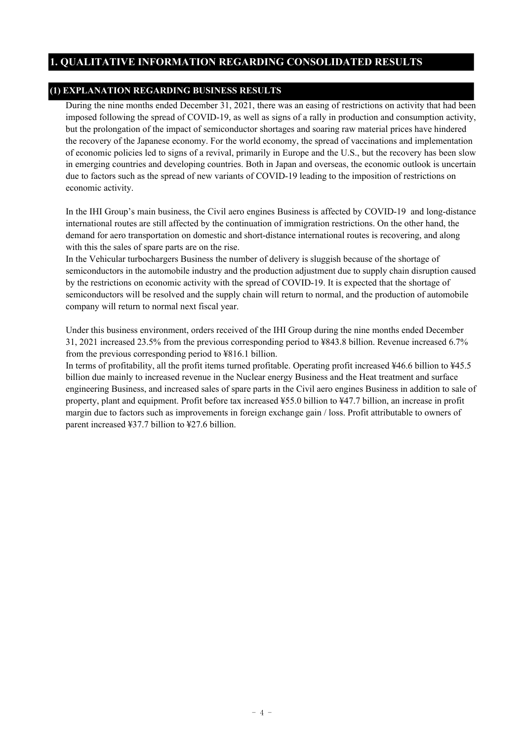# 1. QUALITATIVE INFORMATION REGARDING CONSOLIDATED RESULTS

## (1) EXPLANATION REGARDING BUSINESS RESULTS

During the nine months ended December 31, 2021, there was an easing of restrictions on activity that had been imposed following the spread of COVID-19, as well as signs of a rally in production and consumption activity, but the prolongation of the impact of semiconductor shortages and soaring raw material prices have hindered the recovery of the Japanese economy. For the world economy, the spread of vaccinations and implementation of economic policies led to signs of a revival, primarily in Europe and the U.S., but the recovery has been slow in emerging countries and developing countries. Both in Japan and overseas, the economic outlook is uncertain due to factors such as the spread of new variants of COVID-19 leading to the imposition of restrictions on economic activity.

In the IHI Group's main business, the Civil aero engines Business is affected by COVID-19 and long-distance international routes are still affected by the continuation of immigration restrictions. On the other hand, the demand for aero transportation on domestic and short-distance international routes is recovering, and along with this the sales of spare parts are on the rise.

In the Vehicular turbochargers Business the number of delivery is sluggish because of the shortage of semiconductors in the automobile industry and the production adjustment due to supply chain disruption caused by the restrictions on economic activity with the spread of COVID-19. It is expected that the shortage of semiconductors will be resolved and the supply chain will return to normal, and the production of automobile company will return to normal next fiscal year.

Under this business environment, orders received of the IHI Group during the nine months ended December 31, 2021 increased 23.5% from the previous corresponding period to ¥843.8 billion. Revenue increased 6.7% from the previous corresponding period to ¥816.1 billion.

In terms of profitability, all the profit items turned profitable. Operating profit increased ¥46.6 billion to ¥45.5 billion due mainly to increased revenue in the Nuclear energy Business and the Heat treatment and surface engineering Business, and increased sales of spare parts in the Civil aero engines Business in addition to sale of property, plant and equipment. Profit before tax increased ¥55.0 billion to ¥47.7 billion, an increase in profit margin due to factors such as improvements in foreign exchange gain / loss. Profit attributable to owners of parent increased ¥37.7 billion to ¥27.6 billion.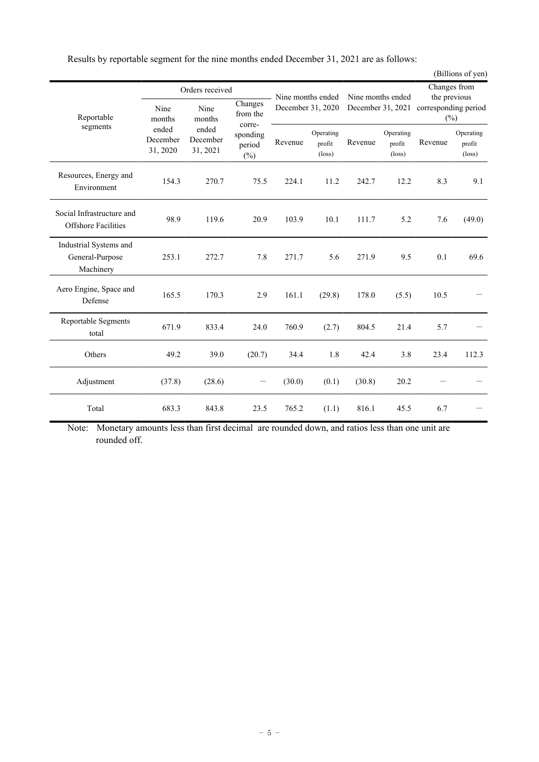Results by reportable segment for the nine months ended December 31, 2021 are as follows:

(Billions of yen)

| Reportable segments | Orders received | | | Nine months ended December 31, 2020 | | Nine months ended December 31, 2021 | | Changes from the previous corresponding period (%) | |
|---|---|---|---|---|---|---|---|---|---|
| | Nine months ended December 31, 2020 | Nine months ended December 31, 2021 | Changes from the corre-sponding period (%) | Revenue | Operating profit (loss) | Revenue | Operating profit (loss) | Revenue | Operating profit (loss) |
| Resources, Energy and Environment | 154.3 | 270.7 | 75.5 | 224.1 | 11.2 | 242.7 | 12.2 | 8.3 | 9.1 |
| Social Infrastructure and Offshore Facilities | 98.9 | 119.6 | 20.9 | 103.9 | 10.1 | 111.7 | 5.2 | 7.6 | (49.0) |
| Industrial Systems and General-Purpose Machinery | 253.1 | 272.7 | 7.8 | 271.7 | 5.6 | 271.9 | 9.5 | 0.1 | 69.6 |
| Aero Engine, Space and Defense | 165.5 | 170.3 | 2.9 | 161.1 | (29.8) | 178.0 | (5.5) | 10.5 | − |
| Reportable Segments total | 671.9 | 833.4 | 24.0 | 760.9 | (2.7) | 804.5 | 21.4 | 5.7 | − |
| Others | 49.2 | 39.0 | (20.7) | 34.4 | 1.8 | 42.4 | 3.8 | 23.4 | 112.3 |
| Adjustment | (37.8) | (28.6) | − | (30.0) | (0.1) | (30.8) | 20.2 | − | − |
| Total | 683.3 | 843.8 | 23.5 | 765.2 | (1.1) | 816.1 | 45.5 | 6.7 | − |

Note: Monetary amounts less than first decimal are rounded down, and ratios less than one unit are rounded off.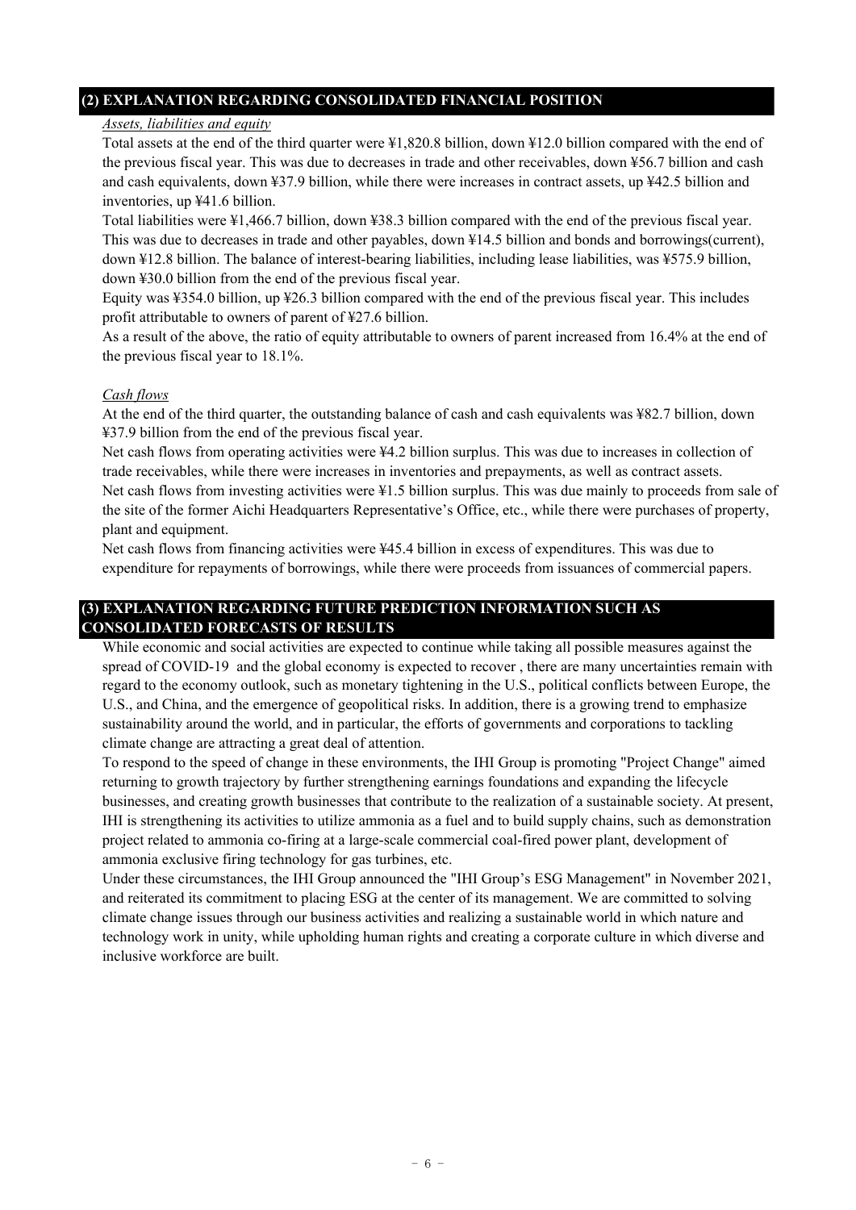## (2) EXPLANATION REGARDING CONSOLIDATED FINANCIAL POSITION

*Assets, liabilities and equity*

Total assets at the end of the third quarter were ¥1,820.8 billion, down ¥12.0 billion compared with the end of the previous fiscal year. This was due to decreases in trade and other receivables, down ¥56.7 billion and cash and cash equivalents, down ¥37.9 billion, while there were increases in contract assets, up ¥42.5 billion and inventories, up ¥41.6 billion.

Total liabilities were ¥1,466.7 billion, down ¥38.3 billion compared with the end of the previous fiscal year. This was due to decreases in trade and other payables, down ¥14.5 billion and bonds and borrowings(current), down ¥12.8 billion. The balance of interest-bearing liabilities, including lease liabilities, was ¥575.9 billion, down ¥30.0 billion from the end of the previous fiscal year.

Equity was ¥354.0 billion, up ¥26.3 billion compared with the end of the previous fiscal year. This includes profit attributable to owners of parent of ¥27.6 billion.

As a result of the above, the ratio of equity attributable to owners of parent increased from 16.4% at the end of the previous fiscal year to 18.1%.

*Cash flows*

At the end of the third quarter, the outstanding balance of cash and cash equivalents was ¥82.7 billion, down ¥37.9 billion from the end of the previous fiscal year.

Net cash flows from operating activities were ¥4.2 billion surplus. This was due to increases in collection of trade receivables, while there were increases in inventories and prepayments, as well as contract assets.

Net cash flows from investing activities were ¥1.5 billion surplus. This was due mainly to proceeds from sale of the site of the former Aichi Headquarters Representative's Office, etc., while there were purchases of property, plant and equipment.

Net cash flows from financing activities were ¥45.4 billion in excess of expenditures. This was due to expenditure for repayments of borrowings, while there were proceeds from issuances of commercial papers.

## (3) EXPLANATION REGARDING FUTURE PREDICTION INFORMATION SUCH AS CONSOLIDATED FORECASTS OF RESULTS

While economic and social activities are expected to continue while taking all possible measures against the spread of COVID-19 and the global economy is expected to recover , there are many uncertainties remain with regard to the economy outlook, such as monetary tightening in the U.S., political conflicts between Europe, the U.S., and China, and the emergence of geopolitical risks. In addition, there is a growing trend to emphasize sustainability around the world, and in particular, the efforts of governments and corporations to tackling climate change are attracting a great deal of attention.

To respond to the speed of change in these environments, the IHI Group is promoting "Project Change" aimed returning to growth trajectory by further strengthening earnings foundations and expanding the lifecycle businesses, and creating growth businesses that contribute to the realization of a sustainable society. At present, IHI is strengthening its activities to utilize ammonia as a fuel and to build supply chains, such as demonstration project related to ammonia co-firing at a large-scale commercial coal-fired power plant, development of ammonia exclusive firing technology for gas turbines, etc.

Under these circumstances, the IHI Group announced the "IHI Group's ESG Management" in November 2021, and reiterated its commitment to placing ESG at the center of its management. We are committed to solving climate change issues through our business activities and realizing a sustainable world in which nature and technology work in unity, while upholding human rights and creating a corporate culture in which diverse and inclusive workforce are built.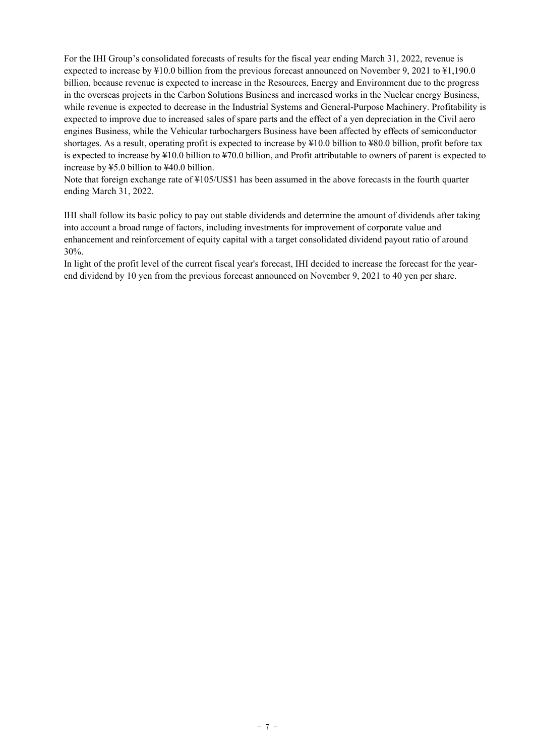For the IHI Group's consolidated forecasts of results for the fiscal year ending March 31, 2022, revenue is expected to increase by ¥10.0 billion from the previous forecast announced on November 9, 2021 to ¥1,190.0 billion, because revenue is expected to increase in the Resources, Energy and Environment due to the progress in the overseas projects in the Carbon Solutions Business and increased works in the Nuclear energy Business, while revenue is expected to decrease in the Industrial Systems and General-Purpose Machinery. Profitability is expected to improve due to increased sales of spare parts and the effect of a yen depreciation in the Civil aero engines Business, while the Vehicular turbochargers Business have been affected by effects of semiconductor shortages. As a result, operating profit is expected to increase by ¥10.0 billion to ¥80.0 billion, profit before tax is expected to increase by ¥10.0 billion to ¥70.0 billion, and Profit attributable to owners of parent is expected to increase by ¥5.0 billion to ¥40.0 billion.

Note that foreign exchange rate of ¥105/US$1 has been assumed in the above forecasts in the fourth quarter ending March 31, 2022.

IHI shall follow its basic policy to pay out stable dividends and determine the amount of dividends after taking into account a broad range of factors, including investments for improvement of corporate value and enhancement and reinforcement of equity capital with a target consolidated dividend payout ratio of around 30%.

In light of the profit level of the current fiscal year's forecast, IHI decided to increase the forecast for the year-end dividend by 10 yen from the previous forecast announced on November 9, 2021 to 40 yen per share.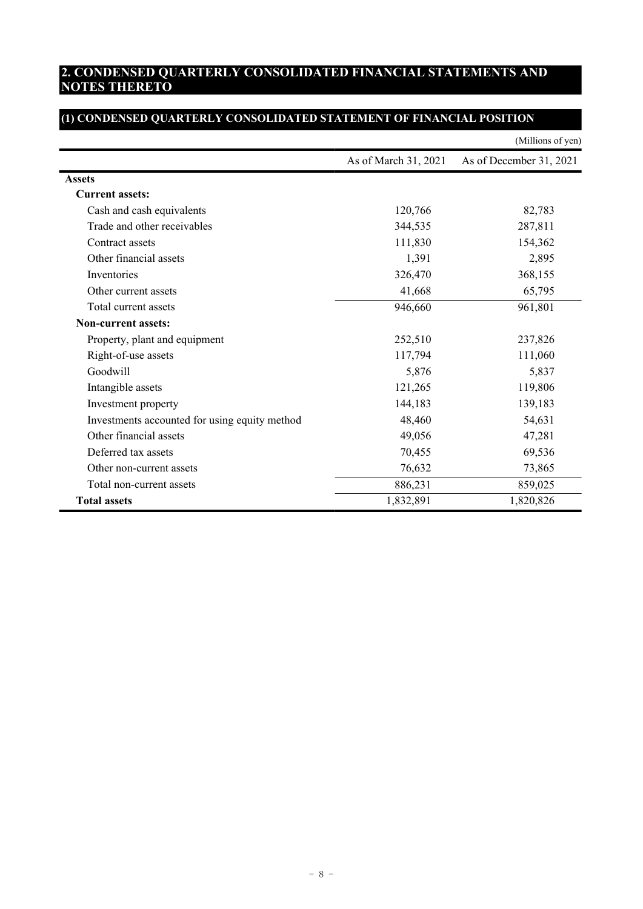## 2. CONDENSED QUARTERLY CONSOLIDATED FINANCIAL STATEMENTS AND NOTES THERETO

### (1) CONDENSED QUARTERLY CONSOLIDATED STATEMENT OF FINANCIAL POSITION

(Millions of yen)

| | As of March 31, 2021 | As of December 31, 2021 |
|---|---|---|
| **Assets** | | |
| **Current assets:** | | |
| Cash and cash equivalents | 120,766 | 82,783 |
| Trade and other receivables | 344,535 | 287,811 |
| Contract assets | 111,830 | 154,362 |
| Other financial assets | 1,391 | 2,895 |
| Inventories | 326,470 | 368,155 |
| Other current assets | 41,668 | 65,795 |
| Total current assets | 946,660 | 961,801 |
| **Non-current assets:** | | |
| Property, plant and equipment | 252,510 | 237,826 |
| Right-of-use assets | 117,794 | 111,060 |
| Goodwill | 5,876 | 5,837 |
| Intangible assets | 121,265 | 119,806 |
| Investment property | 144,183 | 139,183 |
| Investments accounted for using equity method | 48,460 | 54,631 |
| Other financial assets | 49,056 | 47,281 |
| Deferred tax assets | 70,455 | 69,536 |
| Other non-current assets | 76,632 | 73,865 |
| Total non-current assets | 886,231 | 859,025 |
| **Total assets** | 1,832,891 | 1,820,826 |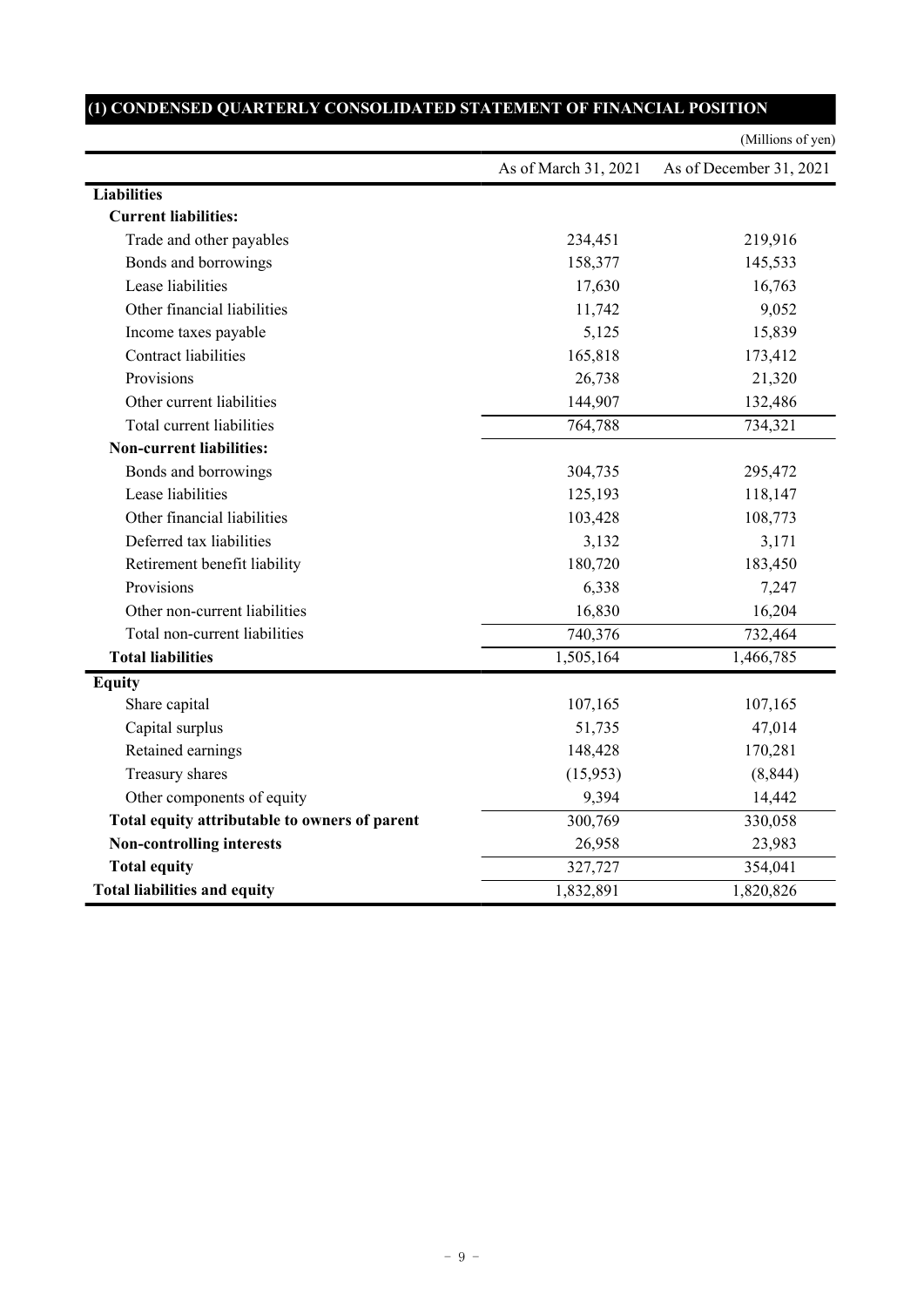## (1) CONDENSED QUARTERLY CONSOLIDATED STATEMENT OF FINANCIAL POSITION

(Millions of yen)

| | As of March 31, 2021 | As of December 31, 2021 |
|---|---|---|
| **Liabilities** | | |
| **Current liabilities:** | | |
| Trade and other payables | 234,451 | 219,916 |
| Bonds and borrowings | 158,377 | 145,533 |
| Lease liabilities | 17,630 | 16,763 |
| Other financial liabilities | 11,742 | 9,052 |
| Income taxes payable | 5,125 | 15,839 |
| Contract liabilities | 165,818 | 173,412 |
| Provisions | 26,738 | 21,320 |
| Other current liabilities | 144,907 | 132,486 |
| Total current liabilities | 764,788 | 734,321 |
| **Non-current liabilities:** | | |
| Bonds and borrowings | 304,735 | 295,472 |
| Lease liabilities | 125,193 | 118,147 |
| Other financial liabilities | 103,428 | 108,773 |
| Deferred tax liabilities | 3,132 | 3,171 |
| Retirement benefit liability | 180,720 | 183,450 |
| Provisions | 6,338 | 7,247 |
| Other non-current liabilities | 16,830 | 16,204 |
| Total non-current liabilities | 740,376 | 732,464 |
| **Total liabilities** | 1,505,164 | 1,466,785 |
| **Equity** | | |
| Share capital | 107,165 | 107,165 |
| Capital surplus | 51,735 | 47,014 |
| Retained earnings | 148,428 | 170,281 |
| Treasury shares | (15,953) | (8,844) |
| Other components of equity | 9,394 | 14,442 |
| **Total equity attributable to owners of parent** | 300,769 | 330,058 |
| **Non-controlling interests** | 26,958 | 23,983 |
| **Total equity** | 327,727 | 354,041 |
| **Total liabilities and equity** | 1,832,891 | 1,820,826 |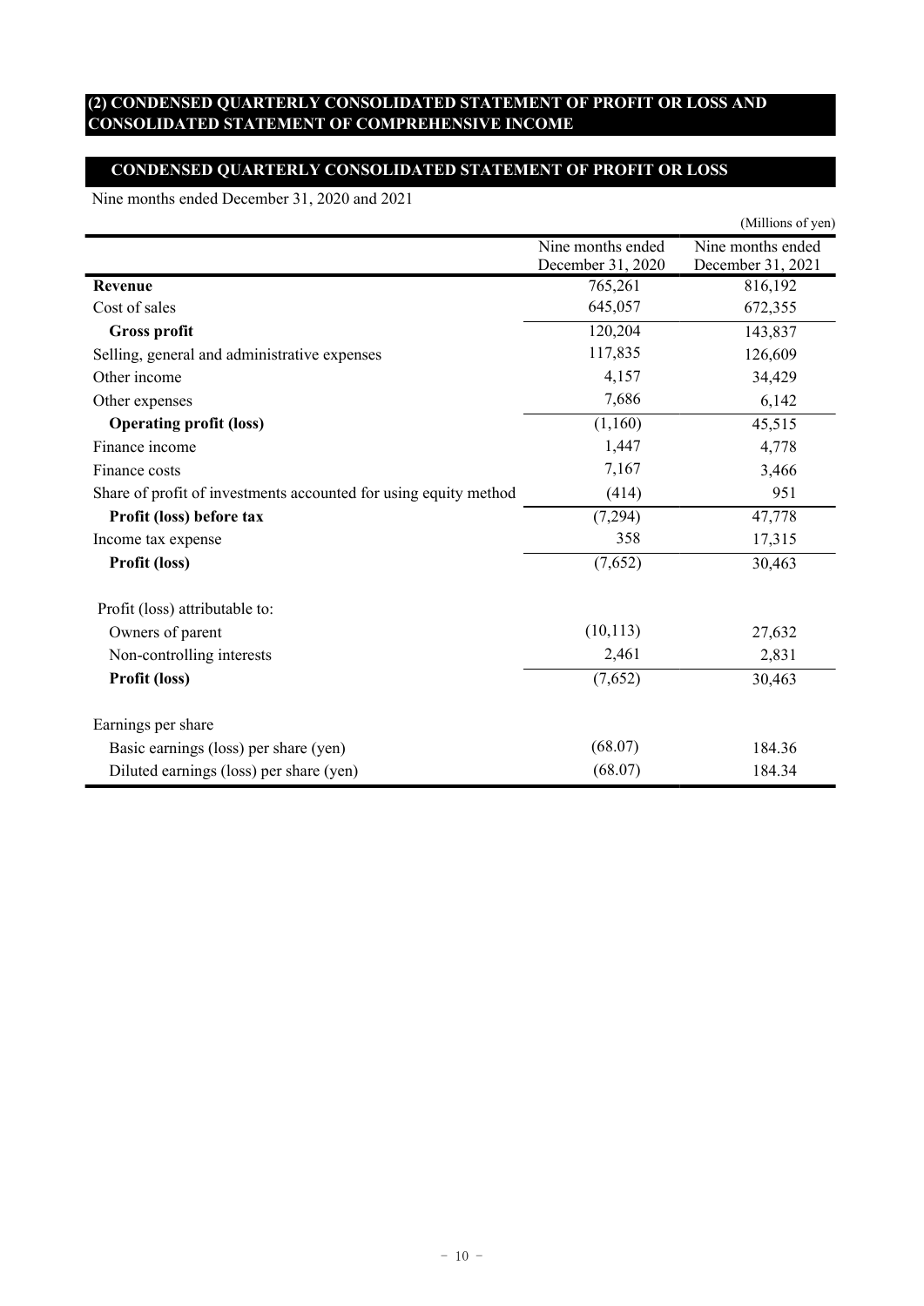## (2) CONDENSED QUARTERLY CONSOLIDATED STATEMENT OF PROFIT OR LOSS AND CONSOLIDATED STATEMENT OF COMPREHENSIVE INCOME

### CONDENSED QUARTERLY CONSOLIDATED STATEMENT OF PROFIT OR LOSS

Nine months ended December 31, 2020 and 2021

(Millions of yen)

| | Nine months ended December 31, 2020 | Nine months ended December 31, 2021 |
|---|---|---|
| **Revenue** | 765,261 | 816,192 |
| Cost of sales | 645,057 | 672,355 |
| **Gross profit** | 120,204 | 143,837 |
| Selling, general and administrative expenses | 117,835 | 126,609 |
| Other income | 4,157 | 34,429 |
| Other expenses | 7,686 | 6,142 |
| **Operating profit (loss)** | (1,160) | 45,515 |
| Finance income | 1,447 | 4,778 |
| Finance costs | 7,167 | 3,466 |
| Share of profit of investments accounted for using equity method | (414) | 951 |
| **Profit (loss) before tax** | (7,294) | 47,778 |
| Income tax expense | 358 | 17,315 |
| **Profit (loss)** | (7,652) | 30,463 |
| | | |
| Profit (loss) attributable to: | | |
| Owners of parent | (10,113) | 27,632 |
| Non-controlling interests | 2,461 | 2,831 |
| **Profit (loss)** | (7,652) | 30,463 |
| | | |
| Earnings per share | | |
| Basic earnings (loss) per share (yen) | (68.07) | 184.36 |
| Diluted earnings (loss) per share (yen) | (68.07) | 184.34 |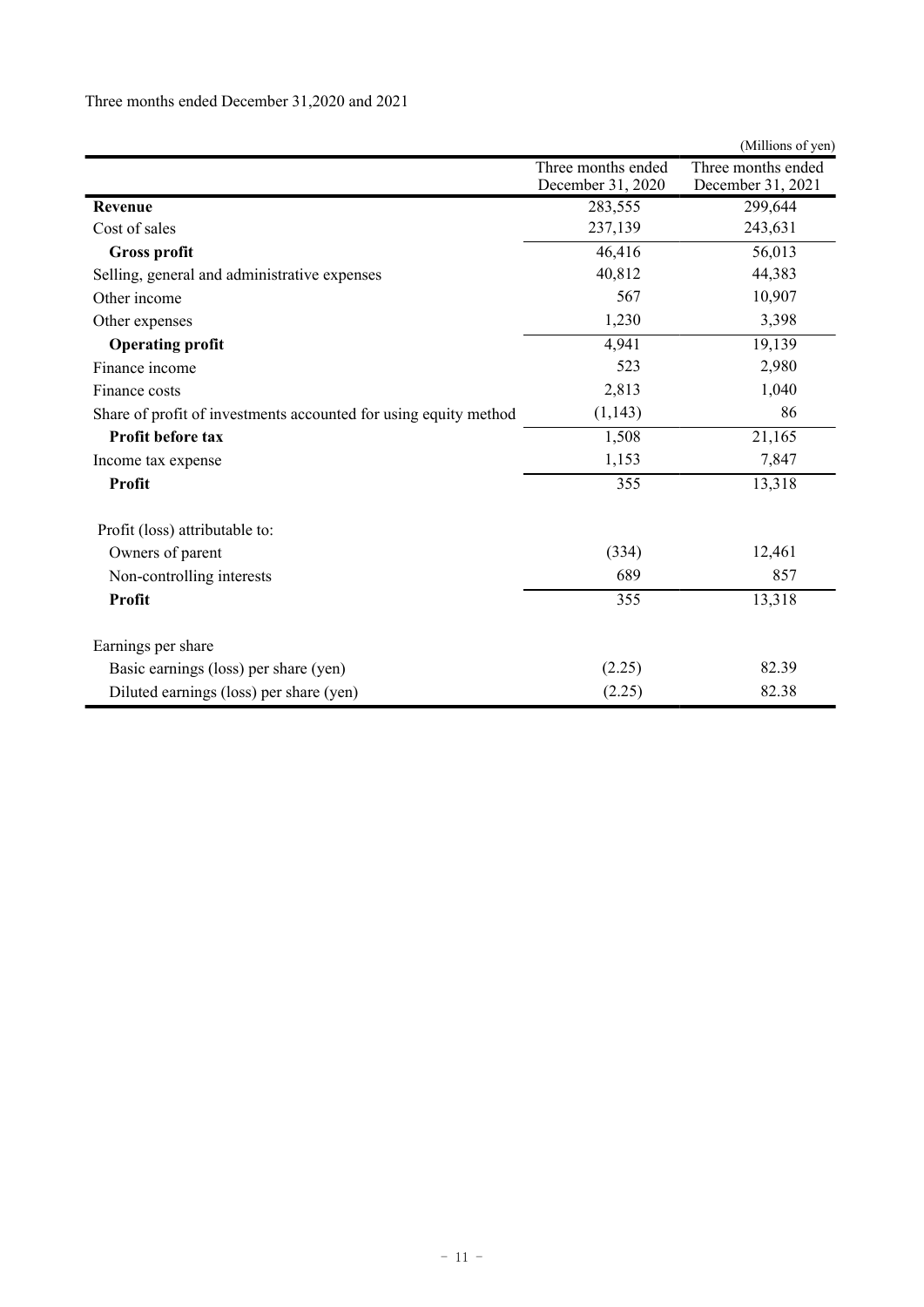Three months ended December 31,2020 and 2021

(Millions of yen)

| | Three months ended December 31, 2020 | Three months ended December 31, 2021 |
|---|---|---|
| **Revenue** | 283,555 | 299,644 |
| Cost of sales | 237,139 | 243,631 |
| **Gross profit** | 46,416 | 56,013 |
| Selling, general and administrative expenses | 40,812 | 44,383 |
| Other income | 567 | 10,907 |
| Other expenses | 1,230 | 3,398 |
| **Operating profit** | 4,941 | 19,139 |
| Finance income | 523 | 2,980 |
| Finance costs | 2,813 | 1,040 |
| Share of profit of investments accounted for using equity method | (1,143) | 86 |
| **Profit before tax** | 1,508 | 21,165 |
| Income tax expense | 1,153 | 7,847 |
| **Profit** | 355 | 13,318 |
| | | |
| Profit (loss) attributable to: | | |
| Owners of parent | (334) | 12,461 |
| Non-controlling interests | 689 | 857 |
| **Profit** | 355 | 13,318 |
| | | |
| Earnings per share | | |
| Basic earnings (loss) per share (yen) | (2.25) | 82.39 |
| Diluted earnings (loss) per share (yen) | (2.25) | 82.38 |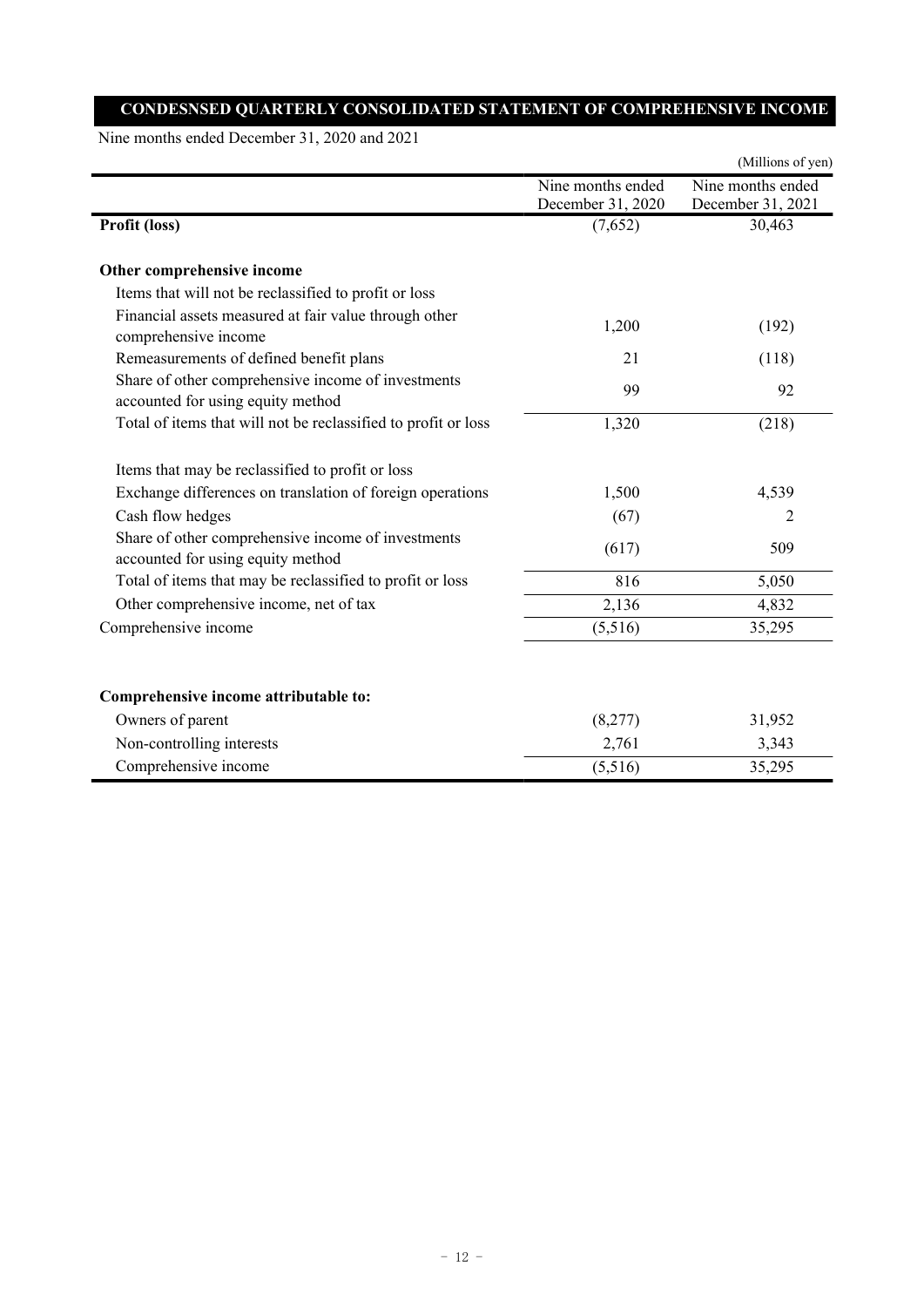## CONDESNSED QUARTERLY CONSOLIDATED STATEMENT OF COMPREHENSIVE INCOME

Nine months ended December 31, 2020 and 2021

(Millions of yen)

| | Nine months ended December 31, 2020 | Nine months ended December 31, 2021 |
|---|---|---|
| **Profit (loss)** | (7,652) | 30,463 |
| | | |
| **Other comprehensive income** | | |
| Items that will not be reclassified to profit or loss | | |
| Financial assets measured at fair value through other comprehensive income | 1,200 | (192) |
| Remeasurements of defined benefit plans | 21 | (118) |
| Share of other comprehensive income of investments accounted for using equity method | 99 | 92 |
| Total of items that will not be reclassified to profit or loss | 1,320 | (218) |
| | | |
| Items that may be reclassified to profit or loss | | |
| Exchange differences on translation of foreign operations | 1,500 | 4,539 |
| Cash flow hedges | (67) | 2 |
| Share of other comprehensive income of investments accounted for using equity method | (617) | 509 |
| Total of items that may be reclassified to profit or loss | 816 | 5,050 |
| Other comprehensive income, net of tax | 2,136 | 4,832 |
| Comprehensive income | (5,516) | 35,295 |
| | | |
| **Comprehensive income attributable to:** | | |
| Owners of parent | (8,277) | 31,952 |
| Non-controlling interests | 2,761 | 3,343 |
| Comprehensive income | (5,516) | 35,295 |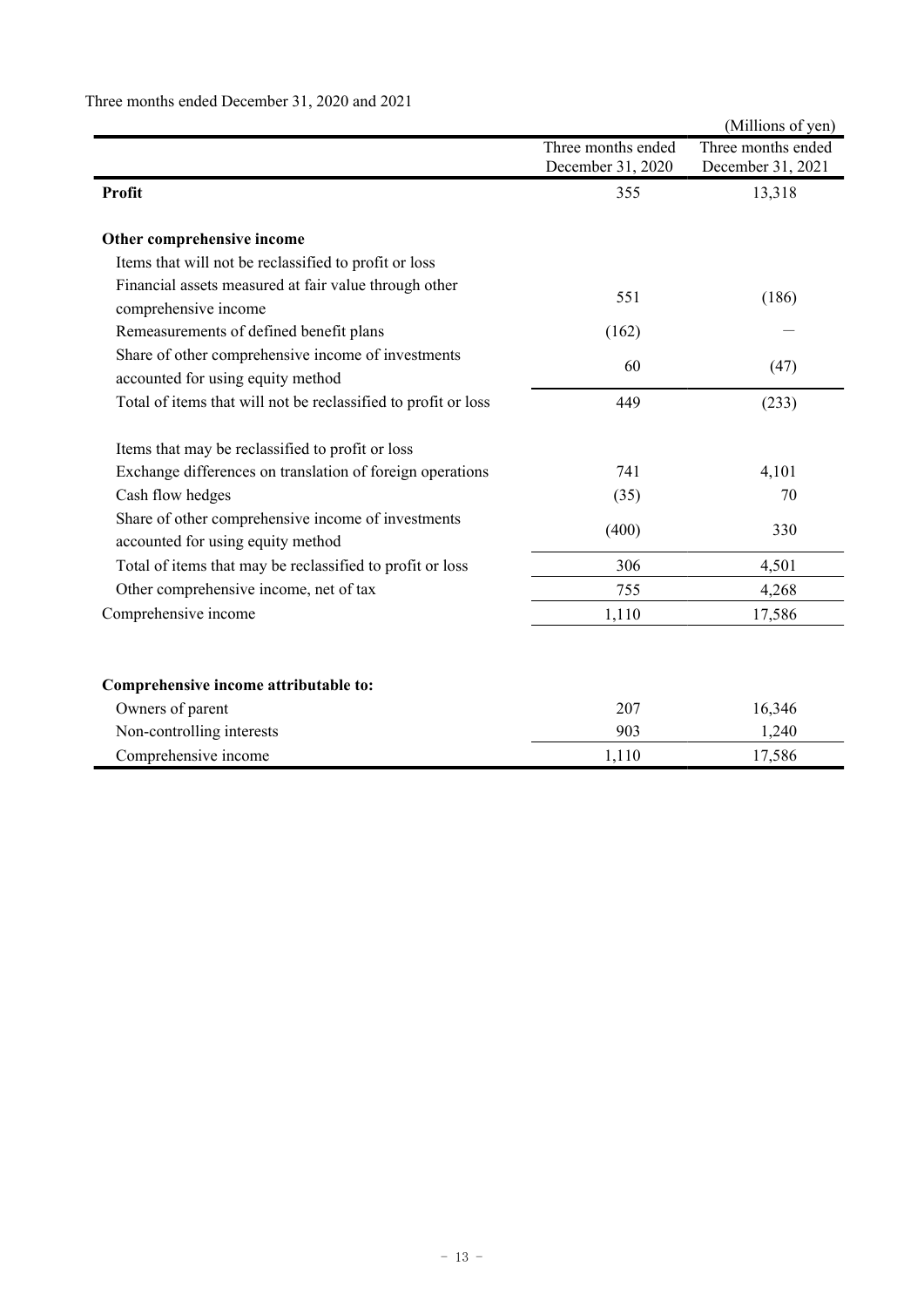Three months ended December 31, 2020 and 2021

(Millions of yen)

| | Three months ended December 31, 2020 | Three months ended December 31, 2021 |
|---|---|---|
| **Profit** | 355 | 13,318 |
| | | |
| **Other comprehensive income** | | |
| Items that will not be reclassified to profit or loss | | |
| Financial assets measured at fair value through other comprehensive income | 551 | (186) |
| Remeasurements of defined benefit plans | (162) | — |
| Share of other comprehensive income of investments accounted for using equity method | 60 | (47) |
| Total of items that will not be reclassified to profit or loss | 449 | (233) |
| | | |
| Items that may be reclassified to profit or loss | | |
| Exchange differences on translation of foreign operations | 741 | 4,101 |
| Cash flow hedges | (35) | 70 |
| Share of other comprehensive income of investments accounted for using equity method | (400) | 330 |
| Total of items that may be reclassified to profit or loss | 306 | 4,501 |
| Other comprehensive income, net of tax | 755 | 4,268 |
| Comprehensive income | 1,110 | 17,586 |
| | | |
| **Comprehensive income attributable to:** | | |
| Owners of parent | 207 | 16,346 |
| Non-controlling interests | 903 | 1,240 |
| Comprehensive income | 1,110 | 17,586 |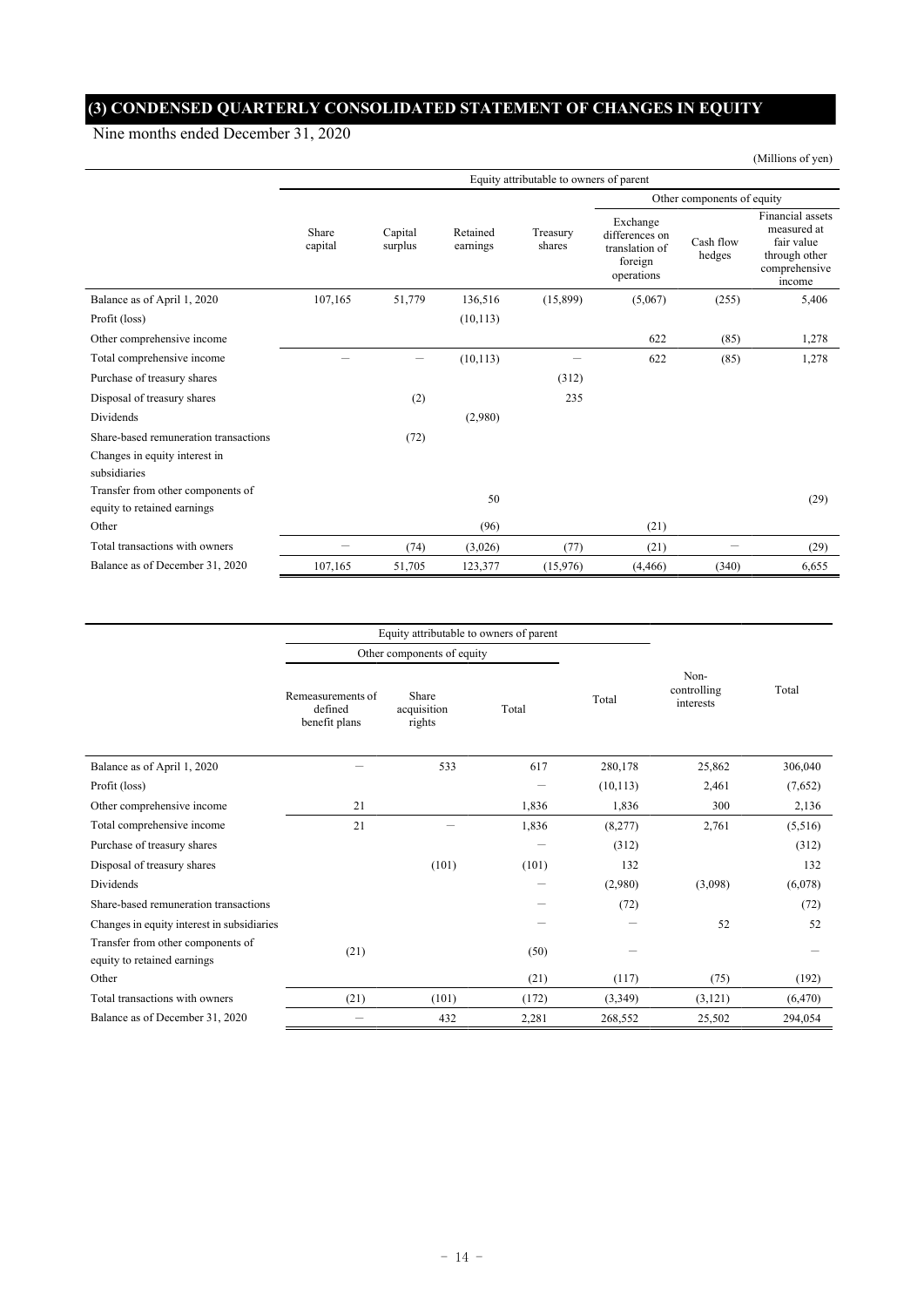## (3) CONDENSED QUARTERLY CONSOLIDATED STATEMENT OF CHANGES IN EQUITY

Nine months ended December 31, 2020

(Millions of yen)

| | Equity attributable to owners of parent | | | | | | |
|---|---|---|---|---|---|---|---|
| | | | | | Other components of equity | | |
| | Share capital | Capital surplus | Retained earnings | Treasury shares | Exchange differences on translation of foreign operations | Cash flow hedges | Financial assets measured at fair value through other comprehensive income |
| Balance as of April 1, 2020 | 107,165 | 51,779 | 136,516 | (15,899) | (5,067) | (255) | 5,406 |
| Profit (loss) | | | (10,113) | | | | |
| Other comprehensive income | | | | | 622 | (85) | 1,278 |
| Total comprehensive income | — | — | (10,113) | — | 622 | (85) | 1,278 |
| Purchase of treasury shares | | | | (312) | | | |
| Disposal of treasury shares | | (2) | | 235 | | | |
| Dividends | | | (2,980) | | | | |
| Share-based remuneration transactions | | (72) | | | | | |
| Changes in equity interest in subsidiaries | | | | | | | |
| Transfer from other components of equity to retained earnings | | | 50 | | | | (29) |
| Other | | | (96) | | (21) | | |
| Total transactions with owners | — | (74) | (3,026) | (77) | (21) | — | (29) |
| Balance as of December 31, 2020 | 107,165 | 51,705 | 123,377 | (15,976) | (4,466) | (340) | 6,655 |

| | Equity attributable to owners of parent | | | | | |
|---|---|---|---|---|---|---|
| | Other components of equity | | | | | |
| | Remeasurements of defined benefit plans | Share acquisition rights | Total | Total | Non-controlling interests | Total |
| Balance as of April 1, 2020 | — | 533 | 617 | 280,178 | 25,862 | 306,040 |
| Profit (loss) | | | — | (10,113) | 2,461 | (7,652) |
| Other comprehensive income | 21 | | 1,836 | 1,836 | 300 | 2,136 |
| Total comprehensive income | 21 | — | 1,836 | (8,277) | 2,761 | (5,516) |
| Purchase of treasury shares | | | — | (312) | | (312) |
| Disposal of treasury shares | | (101) | (101) | 132 | | 132 |
| Dividends | | | — | (2,980) | (3,098) | (6,078) |
| Share-based remuneration transactions | | | — | (72) | | (72) |
| Changes in equity interest in subsidiaries | | | — | — | 52 | 52 |
| Transfer from other components of equity to retained earnings | (21) | | (50) | — | | — |
| Other | | | (21) | (117) | (75) | (192) |
| Total transactions with owners | (21) | (101) | (172) | (3,349) | (3,121) | (6,470) |
| Balance as of December 31, 2020 | — | 432 | 2,281 | 268,552 | 25,502 | 294,054 |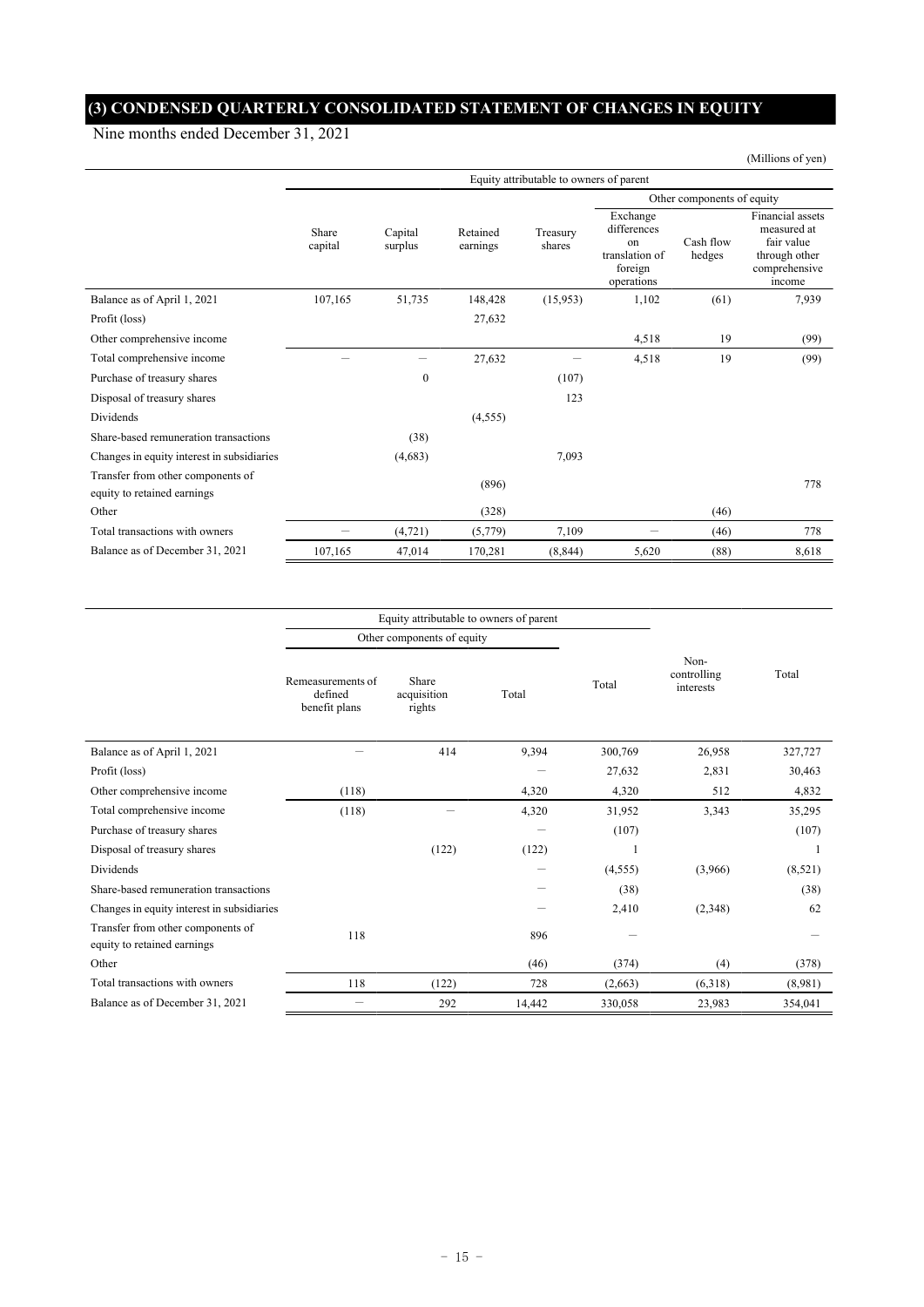## (3) CONDENSED QUARTERLY CONSOLIDATED STATEMENT OF CHANGES IN EQUITY

Nine months ended December 31, 2021

(Millions of yen)

| | Equity attributable to owners of parent | | | | | | |
|---|---|---|---|---|---|---|---|
| | | | | | Other components of equity | | |
| | Share capital | Capital surplus | Retained earnings | Treasury shares | Exchange differences on translation of foreign operations | Cash flow hedges | Financial assets measured at fair value through other comprehensive income |
| Balance as of April 1, 2021 | 107,165 | 51,735 | 148,428 | (15,953) | 1,102 | (61) | 7,939 |
| Profit (loss) | | | 27,632 | | | | |
| Other comprehensive income | | | | | 4,518 | 19 | (99) |
| Total comprehensive income | － | － | 27,632 | － | 4,518 | 19 | (99) |
| Purchase of treasury shares | | 0 | | (107) | | | |
| Disposal of treasury shares | | | | 123 | | | |
| Dividends | | | (4,555) | | | | |
| Share-based remuneration transactions | | (38) | | | | | |
| Changes in equity interest in subsidiaries | | (4,683) | | 7,093 | | | |
| Transfer from other components of equity to retained earnings | | | (896) | | | | 778 |
| Other | | | (328) | | | (46) | |
| Total transactions with owners | － | (4,721) | (5,779) | 7,109 | － | (46) | 778 |
| Balance as of December 31, 2021 | 107,165 | 47,014 | 170,281 | (8,844) | 5,620 | (88) | 8,618 |

| | Equity attributable to owners of parent | | | | | |
|---|---|---|---|---|---|---|
| | Other components of equity | | | | | |
| | Remeasurements of defined benefit plans | Share acquisition rights | Total | Total | Non-controlling interests | Total |
| Balance as of April 1, 2021 | － | 414 | 9,394 | 300,769 | 26,958 | 327,727 |
| Profit (loss) | | | － | 27,632 | 2,831 | 30,463 |
| Other comprehensive income | (118) | | 4,320 | 4,320 | 512 | 4,832 |
| Total comprehensive income | (118) | － | 4,320 | 31,952 | 3,343 | 35,295 |
| Purchase of treasury shares | | | － | (107) | | (107) |
| Disposal of treasury shares | | (122) | (122) | 1 | | 1 |
| Dividends | | | － | (4,555) | (3,966) | (8,521) |
| Share-based remuneration transactions | | | － | (38) | | (38) |
| Changes in equity interest in subsidiaries | | | － | 2,410 | (2,348) | 62 |
| Transfer from other components of equity to retained earnings | 118 | | 896 | － | | － |
| Other | | | (46) | (374) | (4) | (378) |
| Total transactions with owners | 118 | (122) | 728 | (2,663) | (6,318) | (8,981) |
| Balance as of December 31, 2021 | － | 292 | 14,442 | 330,058 | 23,983 | 354,041 |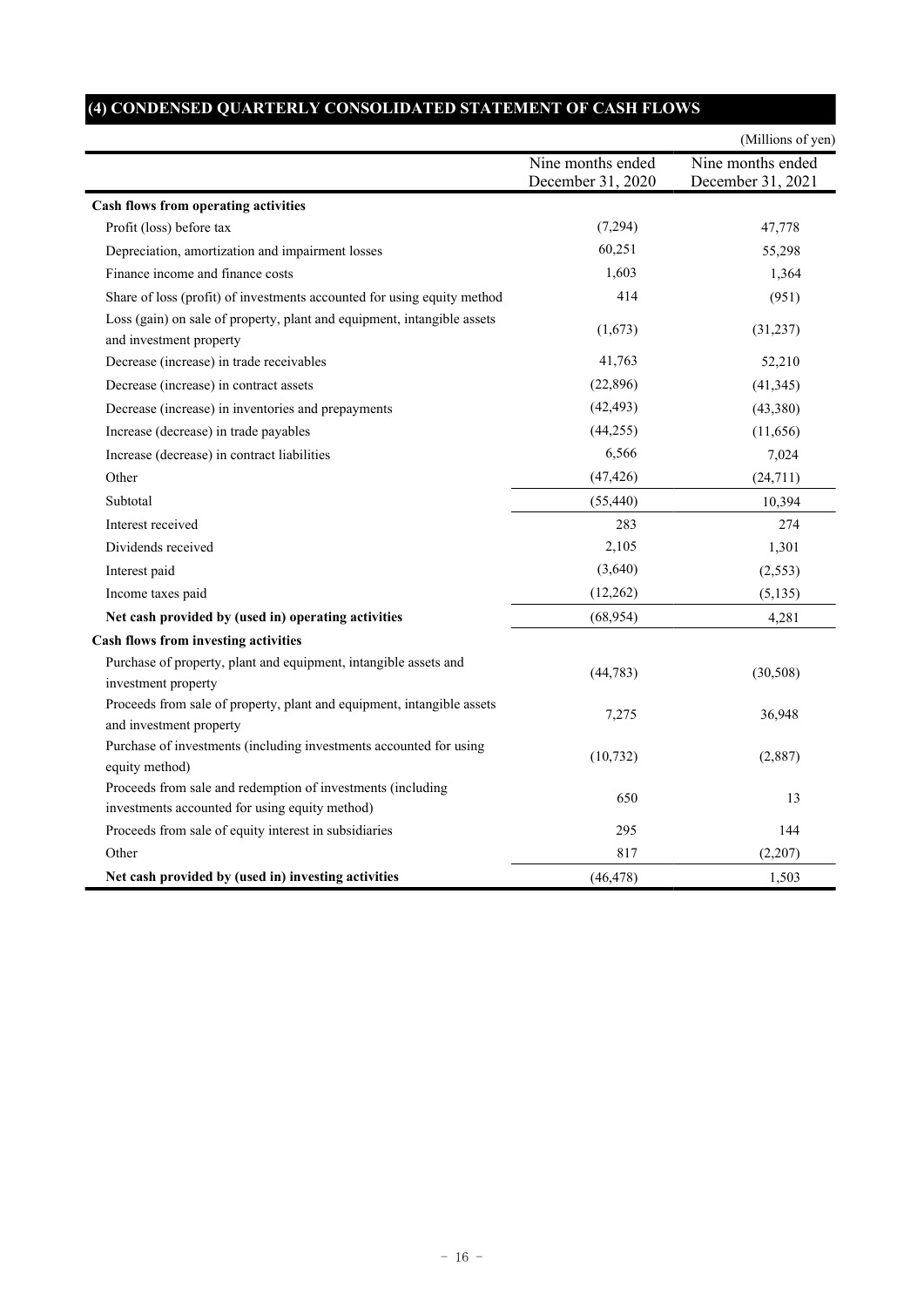## (4) CONDENSED QUARTERLY CONSOLIDATED STATEMENT OF CASH FLOWS

(Millions of yen)

| | Nine months ended December 31, 2020 | Nine months ended December 31, 2021 |
|---|---|---|
| **Cash flows from operating activities** | | |
| Profit (loss) before tax | (7,294) | 47,778 |
| Depreciation, amortization and impairment losses | 60,251 | 55,298 |
| Finance income and finance costs | 1,603 | 1,364 |
| Share of loss (profit) of investments accounted for using equity method | 414 | (951) |
| Loss (gain) on sale of property, plant and equipment, intangible assets and investment property | (1,673) | (31,237) |
| Decrease (increase) in trade receivables | 41,763 | 52,210 |
| Decrease (increase) in contract assets | (22,896) | (41,345) |
| Decrease (increase) in inventories and prepayments | (42,493) | (43,380) |
| Increase (decrease) in trade payables | (44,255) | (11,656) |
| Increase (decrease) in contract liabilities | 6,566 | 7,024 |
| Other | (47,426) | (24,711) |
| Subtotal | (55,440) | 10,394 |
| Interest received | 283 | 274 |
| Dividends received | 2,105 | 1,301 |
| Interest paid | (3,640) | (2,553) |
| Income taxes paid | (12,262) | (5,135) |
| **Net cash provided by (used in) operating activities** | (68,954) | 4,281 |
| **Cash flows from investing activities** | | |
| Purchase of property, plant and equipment, intangible assets and investment property | (44,783) | (30,508) |
| Proceeds from sale of property, plant and equipment, intangible assets and investment property | 7,275 | 36,948 |
| Purchase of investments (including investments accounted for using equity method) | (10,732) | (2,887) |
| Proceeds from sale and redemption of investments (including investments accounted for using equity method) | 650 | 13 |
| Proceeds from sale of equity interest in subsidiaries | 295 | 144 |
| Other | 817 | (2,207) |
| **Net cash provided by (used in) investing activities** | (46,478) | 1,503 |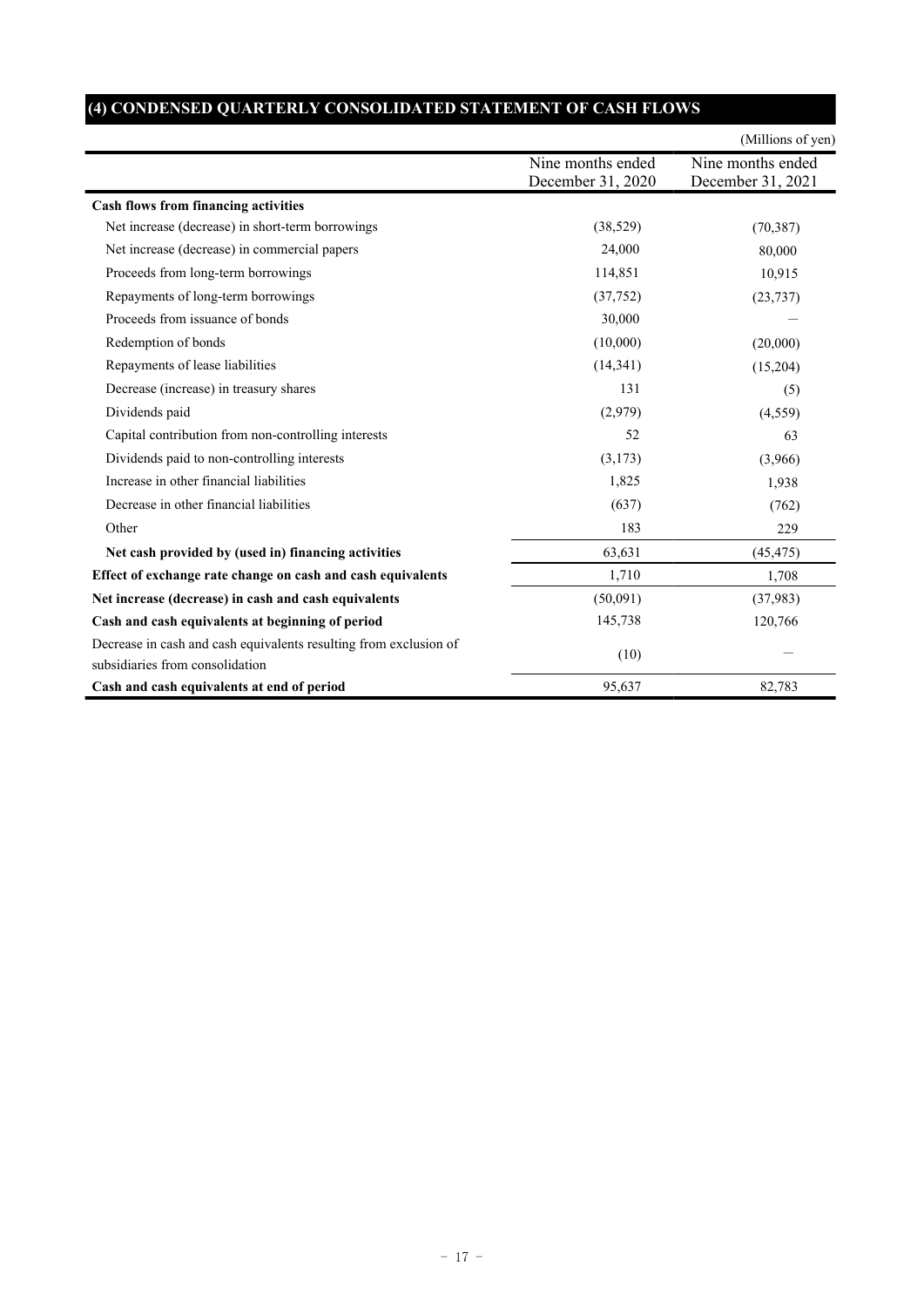## (4) CONDENSED QUARTERLY CONSOLIDATED STATEMENT OF CASH FLOWS

(Millions of yen)

| | Nine months ended December 31, 2020 | Nine months ended December 31, 2021 |
|---|---|---|
| **Cash flows from financing activities** | | |
| Net increase (decrease) in short-term borrowings | (38,529) | (70,387) |
| Net increase (decrease) in commercial papers | 24,000 | 80,000 |
| Proceeds from long-term borrowings | 114,851 | 10,915 |
| Repayments of long-term borrowings | (37,752) | (23,737) |
| Proceeds from issuance of bonds | 30,000 | － |
| Redemption of bonds | (10,000) | (20,000) |
| Repayments of lease liabilities | (14,341) | (15,204) |
| Decrease (increase) in treasury shares | 131 | (5) |
| Dividends paid | (2,979) | (4,559) |
| Capital contribution from non-controlling interests | 52 | 63 |
| Dividends paid to non-controlling interests | (3,173) | (3,966) |
| Increase in other financial liabilities | 1,825 | 1,938 |
| Decrease in other financial liabilities | (637) | (762) |
| Other | 183 | 229 |
| **Net cash provided by (used in) financing activities** | 63,631 | (45,475) |
| **Effect of exchange rate change on cash and cash equivalents** | 1,710 | 1,708 |
| **Net increase (decrease) in cash and cash equivalents** | (50,091) | (37,983) |
| **Cash and cash equivalents at beginning of period** | 145,738 | 120,766 |
| Decrease in cash and cash equivalents resulting from exclusion of subsidiaries from consolidation | (10) | － |
| **Cash and cash equivalents at end of period** | 95,637 | 82,783 |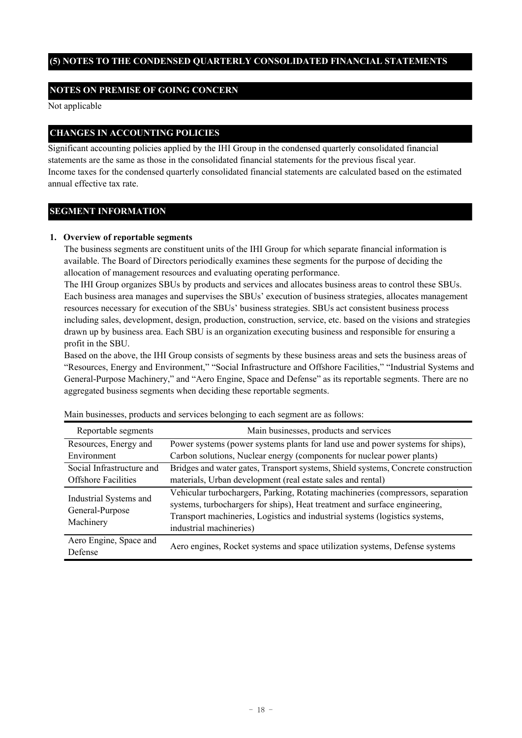## (5) NOTES TO THE CONDENSED QUARTERLY CONSOLIDATED FINANCIAL STATEMENTS

### NOTES ON PREMISE OF GOING CONCERN

Not applicable

### CHANGES IN ACCOUNTING POLICIES

Significant accounting policies applied by the IHI Group in the condensed quarterly consolidated financial statements are the same as those in the consolidated financial statements for the previous fiscal year.
Income taxes for the condensed quarterly consolidated financial statements are calculated based on the estimated annual effective tax rate.

### SEGMENT INFORMATION

**1. Overview of reportable segments**

The business segments are constituent units of the IHI Group for which separate financial information is available. The Board of Directors periodically examines these segments for the purpose of deciding the allocation of management resources and evaluating operating performance.
The IHI Group organizes SBUs by products and services and allocates business areas to control these SBUs. Each business area manages and supervises the SBUs' execution of business strategies, allocates management resources necessary for execution of the SBUs' business strategies. SBUs act consistent business process including sales, development, design, production, construction, service, etc. based on the visions and strategies drawn up by business area. Each SBU is an organization executing business and responsible for ensuring a profit in the SBU.
Based on the above, the IHI Group consists of segments by these business areas and sets the business areas of "Resources, Energy and Environment," "Social Infrastructure and Offshore Facilities," "Industrial Systems and General-Purpose Machinery," and "Aero Engine, Space and Defense" as its reportable segments. There are no aggregated business segments when deciding these reportable segments.

Main businesses, products and services belonging to each segment are as follows:

| Reportable segments | Main businesses, products and services |
|---|---|
| Resources, Energy and Environment | Power systems (power systems plants for land use and power systems for ships), Carbon solutions, Nuclear energy (components for nuclear power plants) |
| Social Infrastructure and Offshore Facilities | Bridges and water gates, Transport systems, Shield systems, Concrete construction materials, Urban development (real estate sales and rental) |
| Industrial Systems and General-Purpose Machinery | Vehicular turbochargers, Parking, Rotating machineries (compressors, separation systems, turbochargers for ships), Heat treatment and surface engineering, Transport machineries, Logistics and industrial systems (logistics systems, industrial machineries) |
| Aero Engine, Space and Defense | Aero engines, Rocket systems and space utilization systems, Defense systems |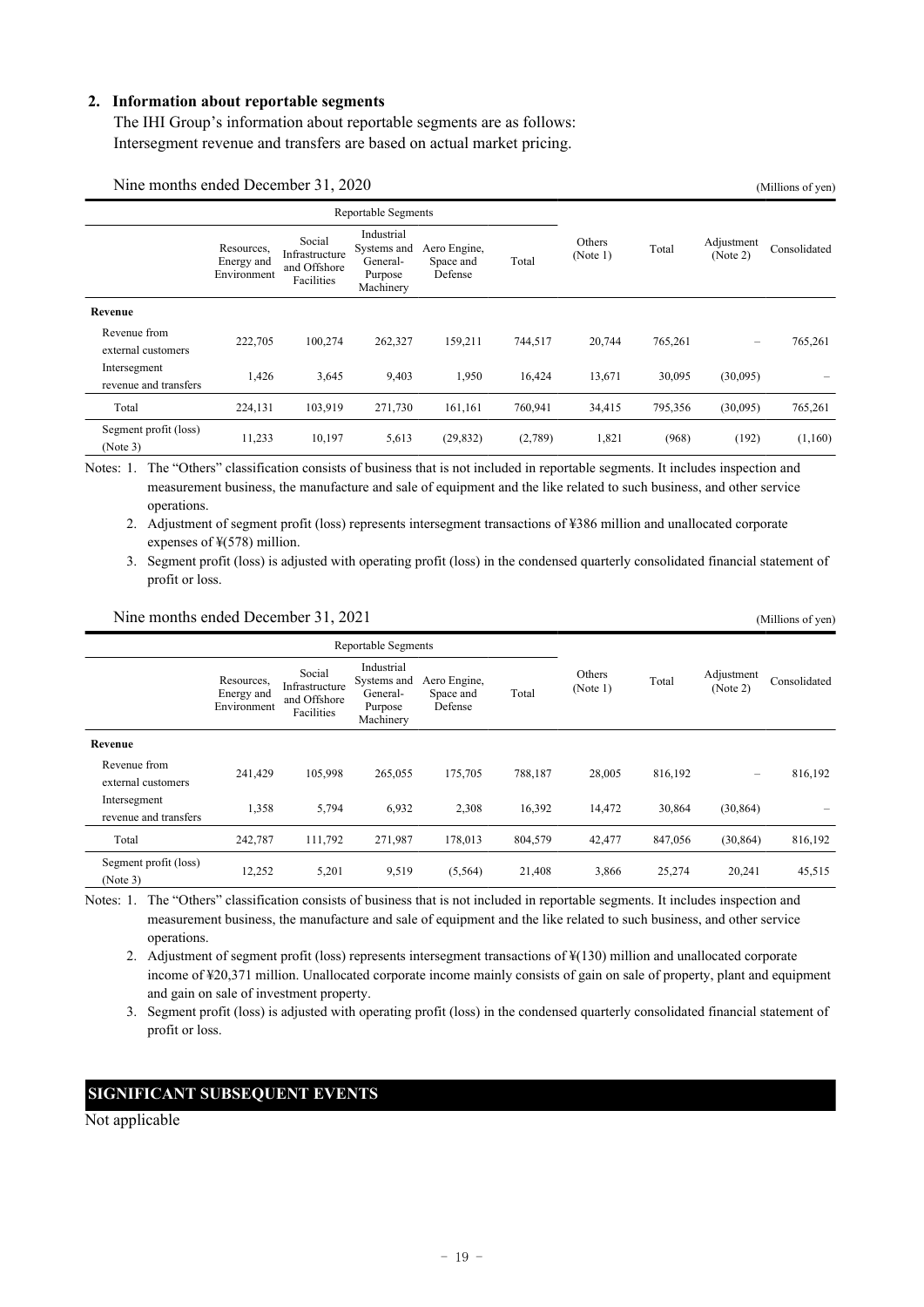## 2. Information about reportable segments

The IHI Group's information about reportable segments are as follows:
Intersegment revenue and transfers are based on actual market pricing.

Nine months ended December 31, 2020

(Millions of yen)

| | Reportable Segments | | | | | | | | |
|---|---|---|---|---|---|---|---|---|---|
| | Resources, Energy and Environment | Social Infrastructure and Offshore Facilities | Industrial Systems and General-Purpose Machinery | Aero Engine, Space and Defense | Total | Others (Note 1) | Total | Adjustment (Note 2) | Consolidated |
| **Revenue** | | | | | | | | | |
| Revenue from external customers | 222,705 | 100,274 | 262,327 | 159,211 | 744,517 | 20,744 | 765,261 | – | 765,261 |
| Intersegment revenue and transfers | 1,426 | 3,645 | 9,403 | 1,950 | 16,424 | 13,671 | 30,095 | (30,095) | – |
| Total | 224,131 | 103,919 | 271,730 | 161,161 | 760,941 | 34,415 | 795,356 | (30,095) | 765,261 |
| Segment profit (loss) (Note 3) | 11,233 | 10,197 | 5,613 | (29,832) | (2,789) | 1,821 | (968) | (192) | (1,160) |

Notes: 1. The "Others" classification consists of business that is not included in reportable segments. It includes inspection and measurement business, the manufacture and sale of equipment and the like related to such business, and other service operations.

2. Adjustment of segment profit (loss) represents intersegment transactions of ¥386 million and unallocated corporate expenses of ¥(578) million.

3. Segment profit (loss) is adjusted with operating profit (loss) in the condensed quarterly consolidated financial statement of profit or loss.

Nine months ended December 31, 2021

(Millions of yen)

| | Reportable Segments | | | | | | | | |
|---|---|---|---|---|---|---|---|---|---|
| | Resources, Energy and Environment | Social Infrastructure and Offshore Facilities | Industrial Systems and General-Purpose Machinery | Aero Engine, Space and Defense | Total | Others (Note 1) | Total | Adjustment (Note 2) | Consolidated |
| **Revenue** | | | | | | | | | |
| Revenue from external customers | 241,429 | 105,998 | 265,055 | 175,705 | 788,187 | 28,005 | 816,192 | – | 816,192 |
| Intersegment revenue and transfers | 1,358 | 5,794 | 6,932 | 2,308 | 16,392 | 14,472 | 30,864 | (30,864) | – |
| Total | 242,787 | 111,792 | 271,987 | 178,013 | 804,579 | 42,477 | 847,056 | (30,864) | 816,192 |
| Segment profit (loss) (Note 3) | 12,252 | 5,201 | 9,519 | (5,564) | 21,408 | 3,866 | 25,274 | 20,241 | 45,515 |

Notes: 1. The "Others" classification consists of business that is not included in reportable segments. It includes inspection and measurement business, the manufacture and sale of equipment and the like related to such business, and other service operations.

2. Adjustment of segment profit (loss) represents intersegment transactions of ¥(130) million and unallocated corporate income of ¥20,371 million. Unallocated corporate income mainly consists of gain on sale of property, plant and equipment and gain on sale of investment property.

3. Segment profit (loss) is adjusted with operating profit (loss) in the condensed quarterly consolidated financial statement of profit or loss.

## SIGNIFICANT SUBSEQUENT EVENTS

Not applicable